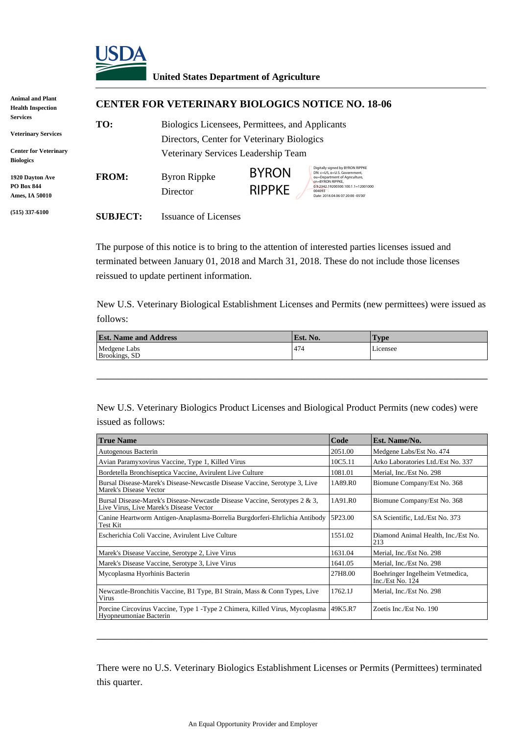USDA

**United States Department of Agriculture**

**Animal and Plant Health Inspection Services**

**Veterinary Services**

**Center for Veterinary Biologics**

**1920 Dayton Ave**
**PO Box 844**
**Ames, IA 50010**

**(515) 337-6100**

## CENTER FOR VETERINARY BIOLOGICS NOTICE NO. 18-06

**TO:** Biologics Licensees, Permittees, and Applicants
Directors, Center for Veterinary Biologics
Veterinary Services Leadership Team

**FROM:** Byron Rippke
Director

BYRON RIPPKE

Digitally signed by BYRON RIPPKE
DN: c=US, o=U.S. Government, ou=Department of Agriculture, cn=BYRON RIPPKE, 0.9.2342.19200300.100.1.1=12001000004093
Date: 2018.04.06 07:20:00 -05'00'

**SUBJECT:** Issuance of Licenses

The purpose of this notice is to bring to the attention of interested parties licenses issued and terminated between January 01, 2018 and March 31, 2018. These do not include those licenses reissued to update pertinent information.

New U.S. Veterinary Biological Establishment Licenses and Permits (new permittees) were issued as follows:

| Est. Name and Address | Est. No. | Type |
|---|---|---|
| Medgene Labs<br>Brookings, SD | 474 | Licensee |

New U.S. Veterinary Biologics Product Licenses and Biological Product Permits (new codes) were issued as follows:

| True Name | Code | Est. Name/No. |
|---|---|---|
| Autogenous Bacterin | 2051.00 | Medgene Labs/Est No. 474 |
| Avian Paramyxovirus Vaccine, Type 1, Killed Virus | 10C5.11 | Arko Laboratories Ltd./Est No. 337 |
| Bordetella Bronchiseptica Vaccine, Avirulent Live Culture | 1081.01 | Merial, Inc./Est No. 298 |
| Bursal Disease-Marek's Disease-Newcastle Disease Vaccine, Serotype 3, Live Marek's Disease Vector | 1A89.R0 | Biomune Company/Est No. 368 |
| Bursal Disease-Marek's Disease-Newcastle Disease Vaccine, Serotypes 2 & 3, Live Virus, Live Marek's Disease Vector | 1A91.R0 | Biomune Company/Est No. 368 |
| Canine Heartworm Antigen-Anaplasma-Borrelia Burgdorferi-Ehrlichia Antibody Test Kit | 5P23.00 | SA Scientific, Ltd./Est No. 373 |
| Escherichia Coli Vaccine, Avirulent Live Culture | 1551.02 | Diamond Animal Health, Inc./Est No. 213 |
| Marek's Disease Vaccine, Serotype 2, Live Virus | 1631.04 | Merial, Inc./Est No. 298 |
| Marek's Disease Vaccine, Serotype 3, Live Virus | 1641.05 | Merial, Inc./Est No. 298 |
| Mycoplasma Hyorhinis Bacterin | 27H8.00 | Boehringer Ingelheim Vetmedica, Inc./Est No. 124 |
| Newcastle-Bronchitis Vaccine, B1 Type, B1 Strain, Mass & Conn Types, Live Virus | 1762.1J | Merial, Inc./Est No. 298 |
| Porcine Circovirus Vaccine, Type 1 -Type 2 Chimera, Killed Virus, Mycoplasma Hyopneumoniae Bacterin | 49K5.R7 | Zoetis Inc./Est No. 190 |

There were no U.S. Veterinary Biologics Establishment Licenses or Permits (Permittees) terminated this quarter.

An Equal Opportunity Provider and Employer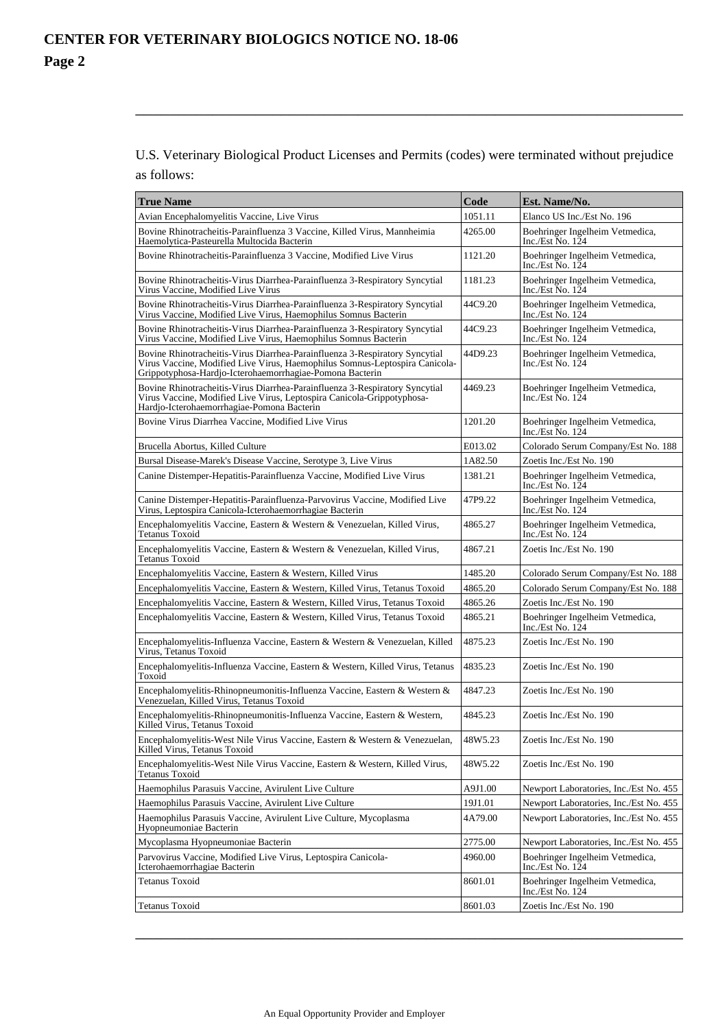U.S. Veterinary Biological Product Licenses and Permits (codes) were terminated without prejudice as follows:

| True Name | Code | Est. Name/No. |
|---|---|---|
| Avian Encephalomyelitis Vaccine, Live Virus | 1051.11 | Elanco US Inc./Est No. 196 |
| Bovine Rhinotracheitis-Parainfluenza 3 Vaccine, Killed Virus, Mannheimia Haemolytica-Pasteurella Multocida Bacterin | 4265.00 | Boehringer Ingelheim Vetmedica, Inc./Est No. 124 |
| Bovine Rhinotracheitis-Parainfluenza 3 Vaccine, Modified Live Virus | 1121.20 | Boehringer Ingelheim Vetmedica, Inc./Est No. 124 |
| Bovine Rhinotracheitis-Virus Diarrhea-Parainfluenza 3-Respiratory Syncytial Virus Vaccine, Modified Live Virus | 1181.23 | Boehringer Ingelheim Vetmedica, Inc./Est No. 124 |
| Bovine Rhinotracheitis-Virus Diarrhea-Parainfluenza 3-Respiratory Syncytial Virus Vaccine, Modified Live Virus, Haemophilus Somnus Bacterin | 44C9.20 | Boehringer Ingelheim Vetmedica, Inc./Est No. 124 |
| Bovine Rhinotracheitis-Virus Diarrhea-Parainfluenza 3-Respiratory Syncytial Virus Vaccine, Modified Live Virus, Haemophilus Somnus Bacterin | 44C9.23 | Boehringer Ingelheim Vetmedica, Inc./Est No. 124 |
| Bovine Rhinotracheitis-Virus Diarrhea-Parainfluenza 3-Respiratory Syncytial Virus Vaccine, Modified Live Virus, Haemophilus Somnus-Leptospira Canicola-Grippotyphosa-Hardjo-Icterohaemorrhagiae-Pomona Bacterin | 44D9.23 | Boehringer Ingelheim Vetmedica, Inc./Est No. 124 |
| Bovine Rhinotracheitis-Virus Diarrhea-Parainfluenza 3-Respiratory Syncytial Virus Vaccine, Modified Live Virus, Leptospira Canicola-Grippotyphosa-Hardjo-Icterohaemorrhagiae-Pomona Bacterin | 4469.23 | Boehringer Ingelheim Vetmedica, Inc./Est No. 124 |
| Bovine Virus Diarrhea Vaccine, Modified Live Virus | 1201.20 | Boehringer Ingelheim Vetmedica, Inc./Est No. 124 |
| Brucella Abortus, Killed Culture | E013.02 | Colorado Serum Company/Est No. 188 |
| Bursal Disease-Marek's Disease Vaccine, Serotype 3, Live Virus | 1A82.50 | Zoetis Inc./Est No. 190 |
| Canine Distemper-Hepatitis-Parainfluenza Vaccine, Modified Live Virus | 1381.21 | Boehringer Ingelheim Vetmedica, Inc./Est No. 124 |
| Canine Distemper-Hepatitis-Parainfluenza-Parvovirus Vaccine, Modified Live Virus, Leptospira Canicola-Icterohaemorrhagiae Bacterin | 47P9.22 | Boehringer Ingelheim Vetmedica, Inc./Est No. 124 |
| Encephalomyelitis Vaccine, Eastern & Western & Venezuelan, Killed Virus, Tetanus Toxoid | 4865.27 | Boehringer Ingelheim Vetmedica, Inc./Est No. 124 |
| Encephalomyelitis Vaccine, Eastern & Western & Venezuelan, Killed Virus, Tetanus Toxoid | 4867.21 | Zoetis Inc./Est No. 190 |
| Encephalomyelitis Vaccine, Eastern & Western, Killed Virus | 1485.20 | Colorado Serum Company/Est No. 188 |
| Encephalomyelitis Vaccine, Eastern & Western, Killed Virus, Tetanus Toxoid | 4865.20 | Colorado Serum Company/Est No. 188 |
| Encephalomyelitis Vaccine, Eastern & Western, Killed Virus, Tetanus Toxoid | 4865.26 | Zoetis Inc./Est No. 190 |
| Encephalomyelitis Vaccine, Eastern & Western, Killed Virus, Tetanus Toxoid | 4865.21 | Boehringer Ingelheim Vetmedica, Inc./Est No. 124 |
| Encephalomyelitis-Influenza Vaccine, Eastern & Western & Venezuelan, Killed Virus, Tetanus Toxoid | 4875.23 | Zoetis Inc./Est No. 190 |
| Encephalomyelitis-Influenza Vaccine, Eastern & Western, Killed Virus, Tetanus Toxoid | 4835.23 | Zoetis Inc./Est No. 190 |
| Encephalomyelitis-Rhinopneumonitis-Influenza Vaccine, Eastern & Western & Venezuelan, Killed Virus, Tetanus Toxoid | 4847.23 | Zoetis Inc./Est No. 190 |
| Encephalomyelitis-Rhinopneumonitis-Influenza Vaccine, Eastern & Western, Killed Virus, Tetanus Toxoid | 4845.23 | Zoetis Inc./Est No. 190 |
| Encephalomyelitis-West Nile Virus Vaccine, Eastern & Western & Venezuelan, Killed Virus, Tetanus Toxoid | 48W5.23 | Zoetis Inc./Est No. 190 |
| Encephalomyelitis-West Nile Virus Vaccine, Eastern & Western, Killed Virus, Tetanus Toxoid | 48W5.22 | Zoetis Inc./Est No. 190 |
| Haemophilus Parasuis Vaccine, Avirulent Live Culture | A9J1.00 | Newport Laboratories, Inc./Est No. 455 |
| Haemophilus Parasuis Vaccine, Avirulent Live Culture | 19J1.01 | Newport Laboratories, Inc./Est No. 455 |
| Haemophilus Parasuis Vaccine, Avirulent Live Culture, Mycoplasma Hyopneumoniae Bacterin | 4A79.00 | Newport Laboratories, Inc./Est No. 455 |
| Mycoplasma Hyopneumoniae Bacterin | 2775.00 | Newport Laboratories, Inc./Est No. 455 |
| Parvovirus Vaccine, Modified Live Virus, Leptospira Canicola-Icterohaemorrhagiae Bacterin | 4960.00 | Boehringer Ingelheim Vetmedica, Inc./Est No. 124 |
| Tetanus Toxoid | 8601.01 | Boehringer Ingelheim Vetmedica, Inc./Est No. 124 |
| Tetanus Toxoid | 8601.03 | Zoetis Inc./Est No. 190 |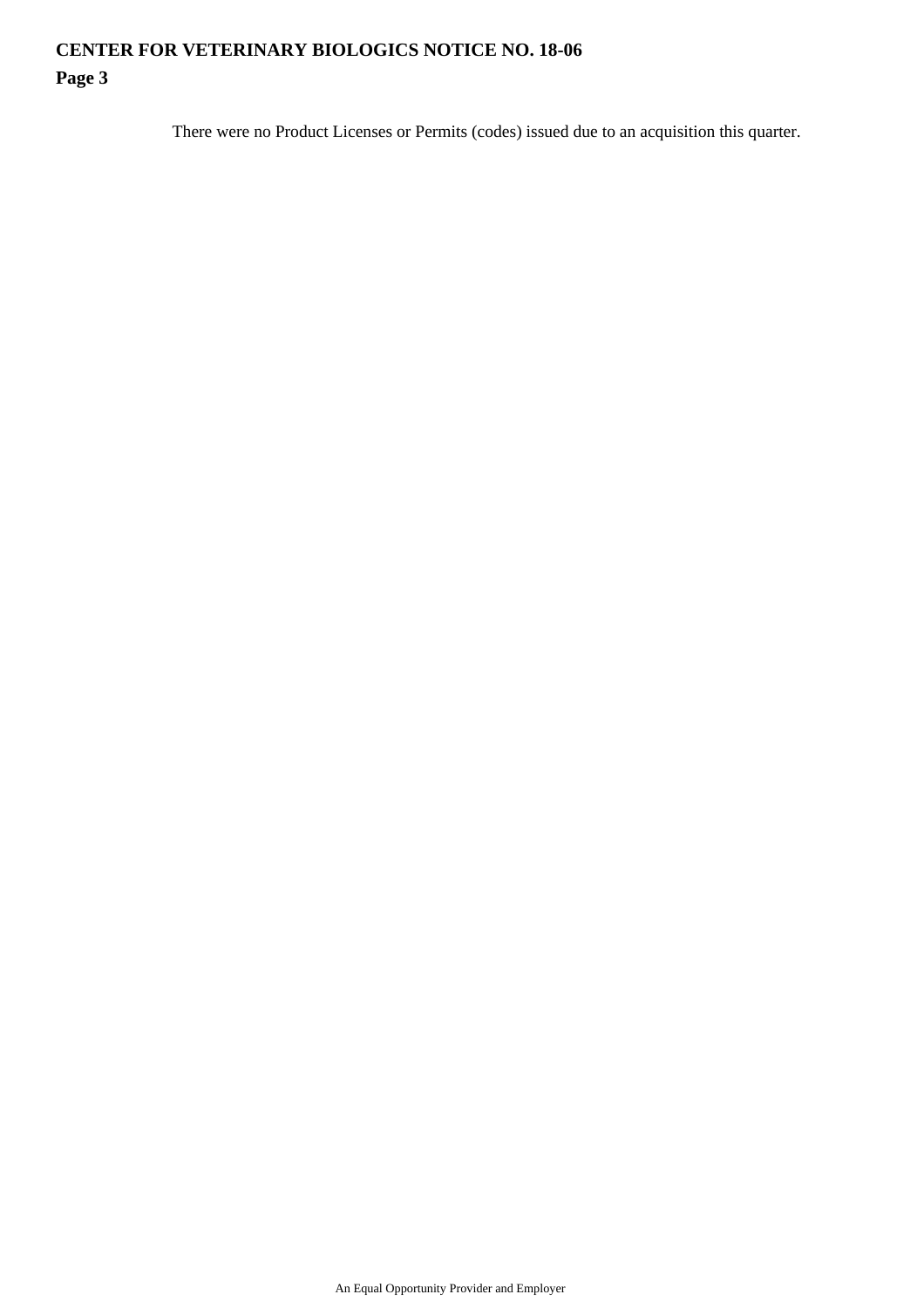There were no Product Licenses or Permits (codes) issued due to an acquisition this quarter.